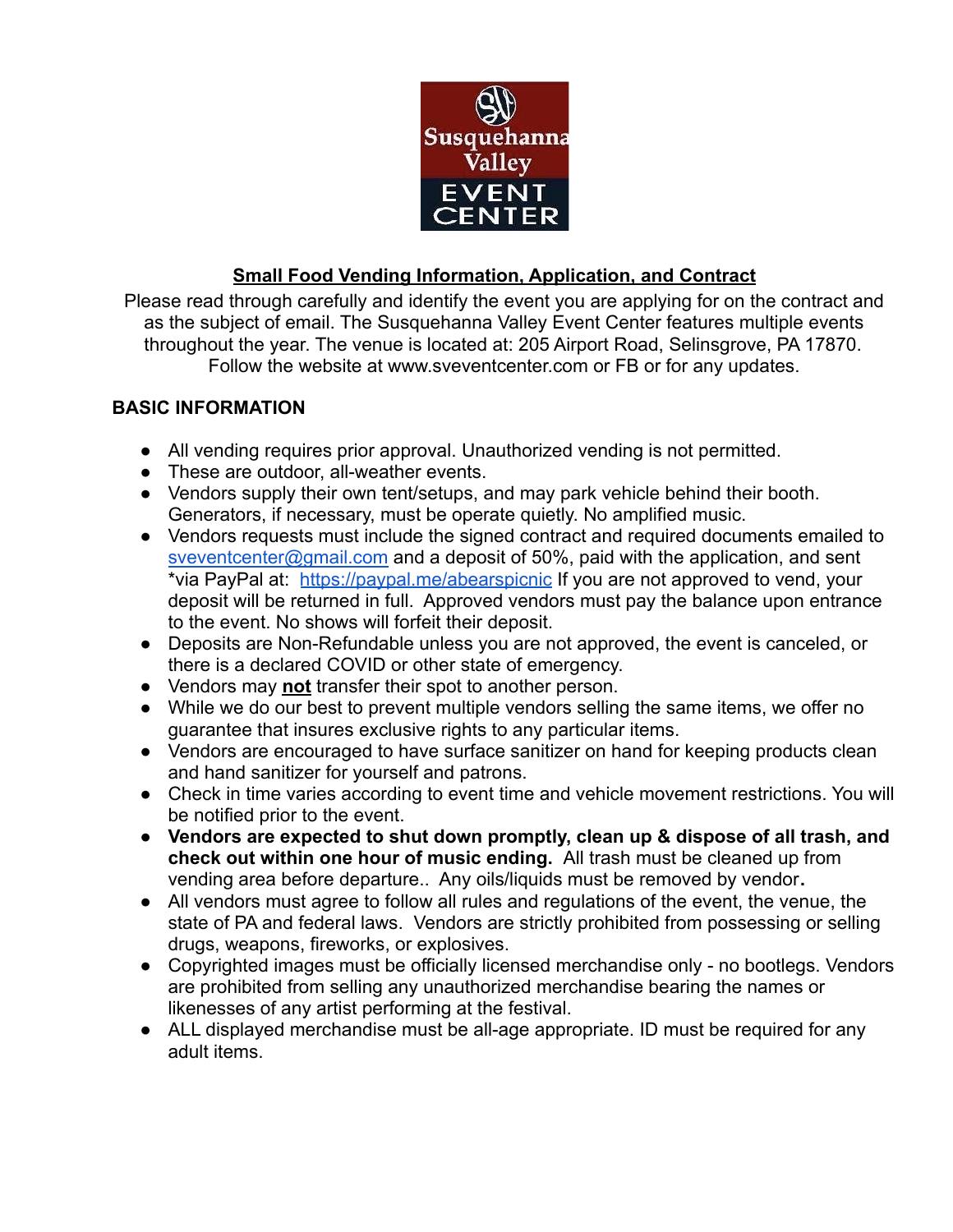## Small Food Vending Information, Application, and Contract

Please read through carefully and identify the event you are applying for on the contract and as the subject of email. The Susquehanna Valley Event Center features multiple events throughout the year. The venue is located at: 205 Airport Road, Selinsgrove, PA 17870. Follow the website at www.sveventcenter.com or FB or for any updates.

### BASIC INFORMATION

- All vending requires prior approval. Unauthorized vending is not permitted.
- These are outdoor, all-weather events.
- Vendors supply their own tent/setups, and may park vehicle behind their booth. Generators, if necessary, must be operate quietly. No amplified music.
- Vendors requests must include the signed contract and required documents emailed to sveventcenter@gmail.com and a deposit of 50%, paid with the application, and sent *via PayPal at: https://paypal.me/abearspicnic If you are not approved to vend, your deposit will be returned in full. Approved vendors must pay the balance upon entrance to the event. No shows will forfeit their deposit.
- Deposits are Non-Refundable unless you are not approved, the event is canceled, or there is a declared COVID or other state of emergency.
- Vendors may **not** transfer their spot to another person.
- While we do our best to prevent multiple vendors selling the same items, we offer no guarantee that insures exclusive rights to any particular items.
- Vendors are encouraged to have surface sanitizer on hand for keeping products clean and hand sanitizer for yourself and patrons.
- Check in time varies according to event time and vehicle movement restrictions. You will be notified prior to the event.
- **Vendors are expected to shut down promptly, clean up & dispose of all trash, and check out within one hour of music ending.** All trash must be cleaned up from vending area before departure.. Any oils/liquids must be removed by vendor**.**
- All vendors must agree to follow all rules and regulations of the event, the venue, the state of PA and federal laws. Vendors are strictly prohibited from possessing or selling drugs, weapons, fireworks, or explosives.
- Copyrighted images must be officially licensed merchandise only - no bootlegs. Vendors are prohibited from selling any unauthorized merchandise bearing the names or likenesses of any artist performing at the festival.
- ALL displayed merchandise must be all-age appropriate. ID must be required for any adult items.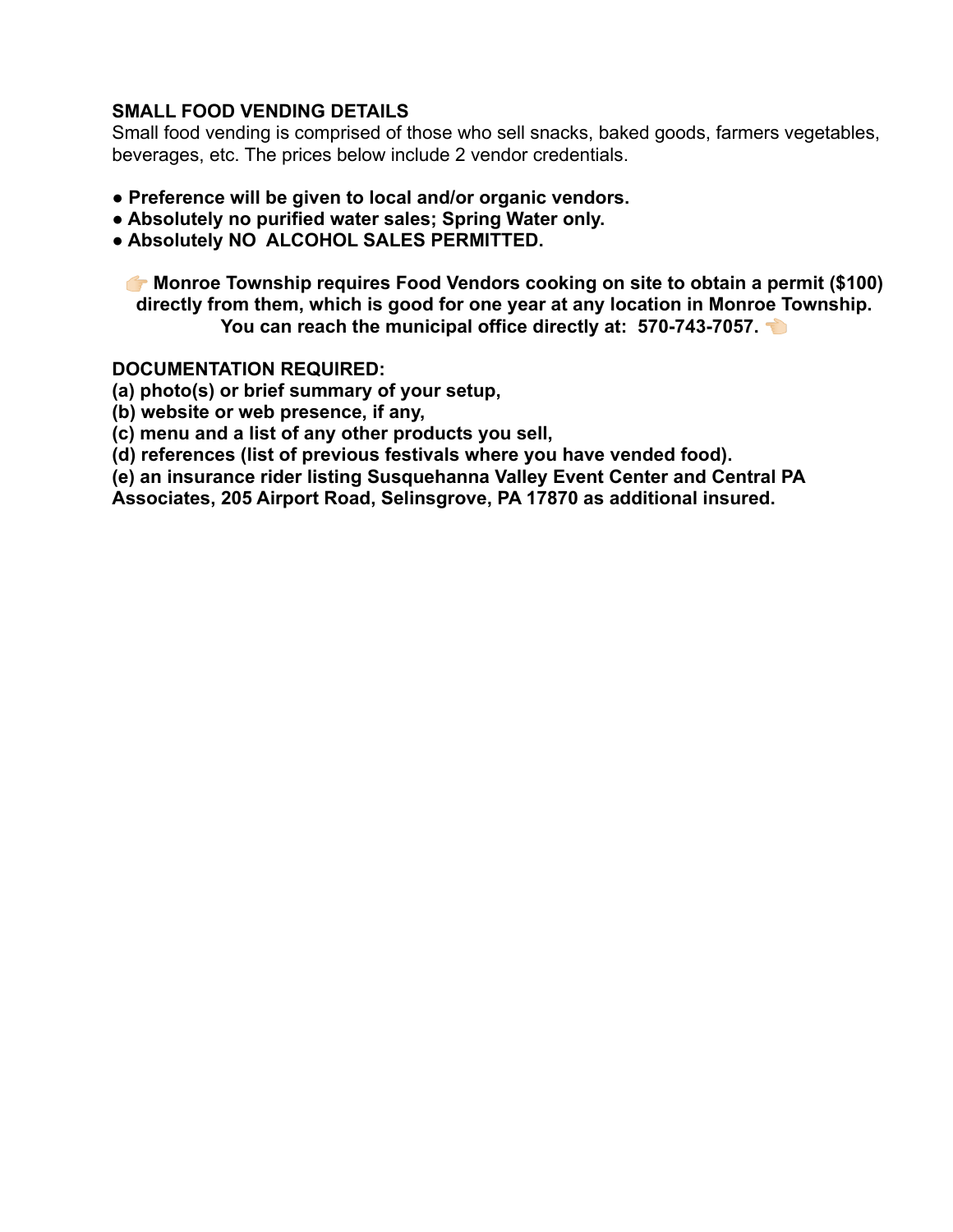**SMALL FOOD VENDING DETAILS**

Small food vending is comprised of those who sell snacks, baked goods, farmers vegetables, beverages, etc. The prices below include 2 vendor credentials.

- **Preference will be given to local and/or organic vendors.**
- **Absolutely no purified water sales; Spring Water only.**
- **Absolutely NO ALCOHOL SALES PERMITTED.**

👉 **Monroe Township requires Food Vendors cooking on site to obtain a permit ($100) directly from them, which is good for one year at any location in Monroe Township. You can reach the municipal office directly at: 570-743-7057.** 👈

**DOCUMENTATION REQUIRED:**

**(a) photo(s) or brief summary of your setup,**
**(b) website or web presence, if any,**
**(c) menu and a list of any other products you sell,**
**(d) references (list of previous festivals where you have vended food).**
**(e) an insurance rider listing Susquehanna Valley Event Center and Central PA Associates, 205 Airport Road, Selinsgrove, PA 17870 as additional insured.**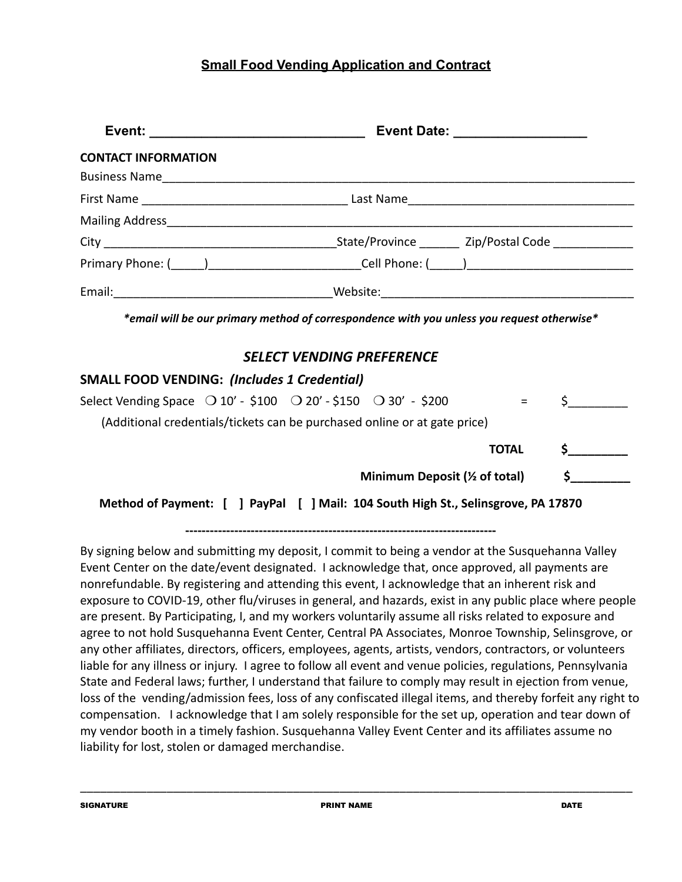# Small Food Vending Application and Contract

**Event: ______________________________ Event Date: __________________**

**CONTACT INFORMATION**

Business Name______________________________________________________________________

First Name _______________________________ Last Name__________________________________

Mailing Address_____________________________________________________________________

City ___________________________________State/Province ______ Zip/Postal Code ____________

Primary Phone: (_____)_______________________Cell Phone: (_____)________________________

Email:_________________________________Website:______________________________________

***email will be our primary method of correspondence with you unless you request otherwise***

## *SELECT VENDING PREFERENCE*

**SMALL FOOD VENDING:** ***(Includes 1 Credential)***

Select Vending Space ❍ 10' - $100 ❍ 20' - $150 ❍ 30' - $200 = $_________

(Additional credentials/tickets can be purchased online or at gate price)

**TOTAL $_________**

**Minimum Deposit (½ of total) $_________**

**Method of Payment: [ ] PayPal [ ] Mail: 104 South High St., Selinsgrove, PA 17870**

---

By signing below and submitting my deposit, I commit to being a vendor at the Susquehanna Valley Event Center on the date/event designated. I acknowledge that, once approved, all payments are nonrefundable. By registering and attending this event, I acknowledge that an inherent risk and exposure to COVID-19, other flu/viruses in general, and hazards, exist in any public place where people are present. By Participating, I, and my workers voluntarily assume all risks related to exposure and agree to not hold Susquehanna Event Center, Central PA Associates, Monroe Township, Selinsgrove, or any other affiliates, directors, officers, employees, agents, artists, vendors, contractors, or volunteers liable for any illness or injury. I agree to follow all event and venue policies, regulations, Pennsylvania State and Federal laws; further, I understand that failure to comply may result in ejection from venue, loss of the vending/admission fees, loss of any confiscated illegal items, and thereby forfeit any right to compensation. I acknowledge that I am solely responsible for the set up, operation and tear down of my vendor booth in a timely fashion. Susquehanna Valley Event Center and its affiliates assume no liability for lost, stolen or damaged merchandise.

_____________________________________________________________________________________

**SIGNATURE** **PRINT NAME** **DATE**